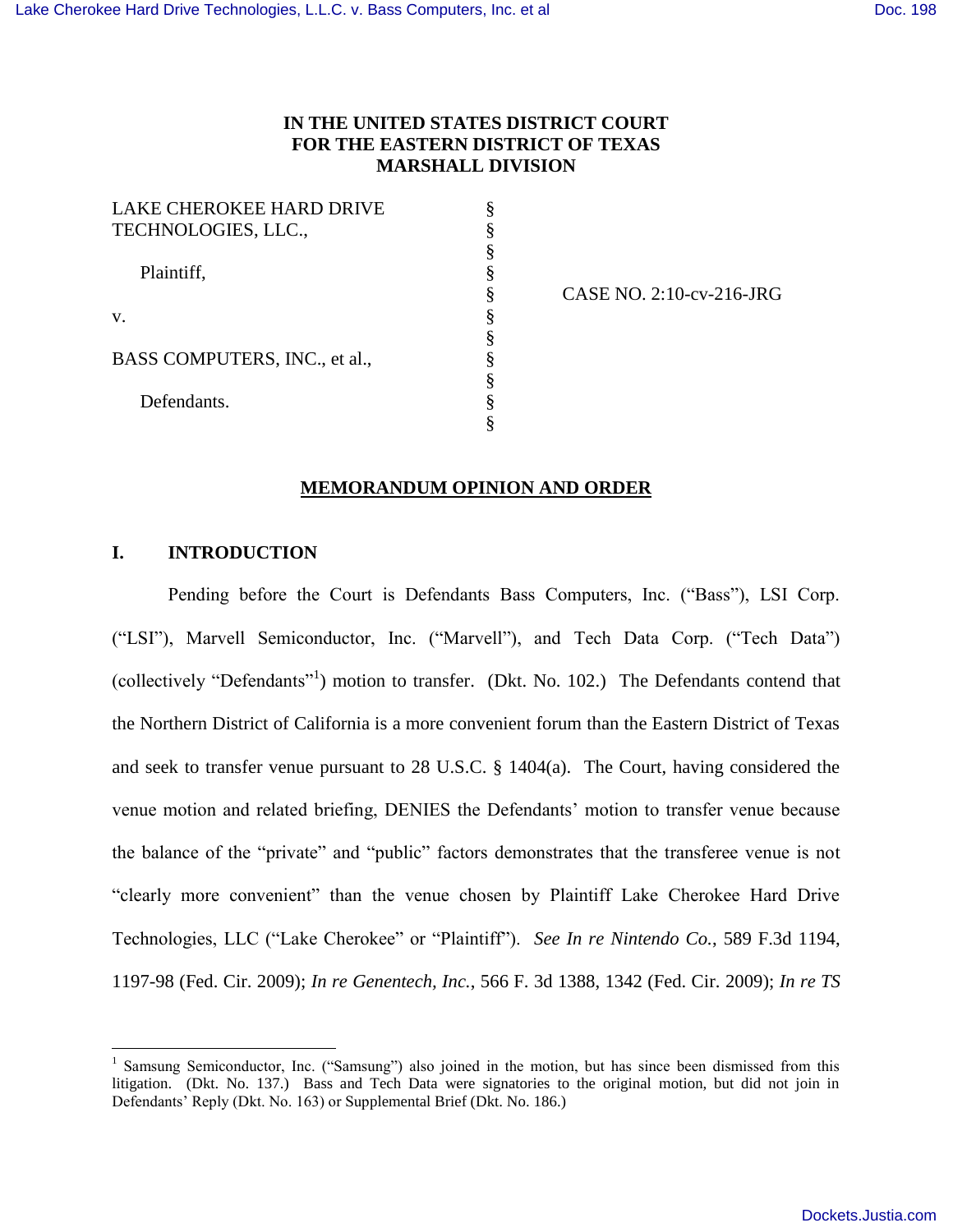IN THE UNITED STATES DISTRICT COURT
FOR THE EASTERN DISTRICT OF TEXAS
MARSHALL DIVISION

| | | |
|---|---|---|
| LAKE CHEROKEE HARD DRIVE TECHNOLOGIES, LLC., | § | |
| | § | |
| Plaintiff, | § | |
| | § | CASE NO. 2:10-cv-216-JRG |
| v. | § | |
| | § | |
| BASS COMPUTERS, INC., et al., | § | |
| | § | |
| Defendants. | § | |

## MEMORANDUM OPINION AND ORDER

### I. INTRODUCTION

Pending before the Court is Defendants Bass Computers, Inc. ("Bass"), LSI Corp. ("LSI"), Marvell Semiconductor, Inc. ("Marvell"), and Tech Data Corp. ("Tech Data") (collectively "Defendants"[1]) motion to transfer. (Dkt. No. 102.) The Defendants contend that the Northern District of California is a more convenient forum than the Eastern District of Texas and seek to transfer venue pursuant to 28 U.S.C. § 1404(a). The Court, having considered the venue motion and related briefing, DENIES the Defendants' motion to transfer venue because the balance of the "private" and "public" factors demonstrates that the transferee venue is not "clearly more convenient" than the venue chosen by Plaintiff Lake Cherokee Hard Drive Technologies, LLC ("Lake Cherokee" or "Plaintiff"). *See In re Nintendo Co.*, 589 F.3d 1194, 1197-98 (Fed. Cir. 2009); *In re Genentech, Inc.*, 566 F. 3d 1388, 1342 (Fed. Cir. 2009); *In re TS*

[1] Samsung Semiconductor, Inc. ("Samsung") also joined in the motion, but has since been dismissed from this litigation. (Dkt. No. 137.) Bass and Tech Data were signatories to the original motion, but did not join in Defendants' Reply (Dkt. No. 163) or Supplemental Brief (Dkt. No. 186.)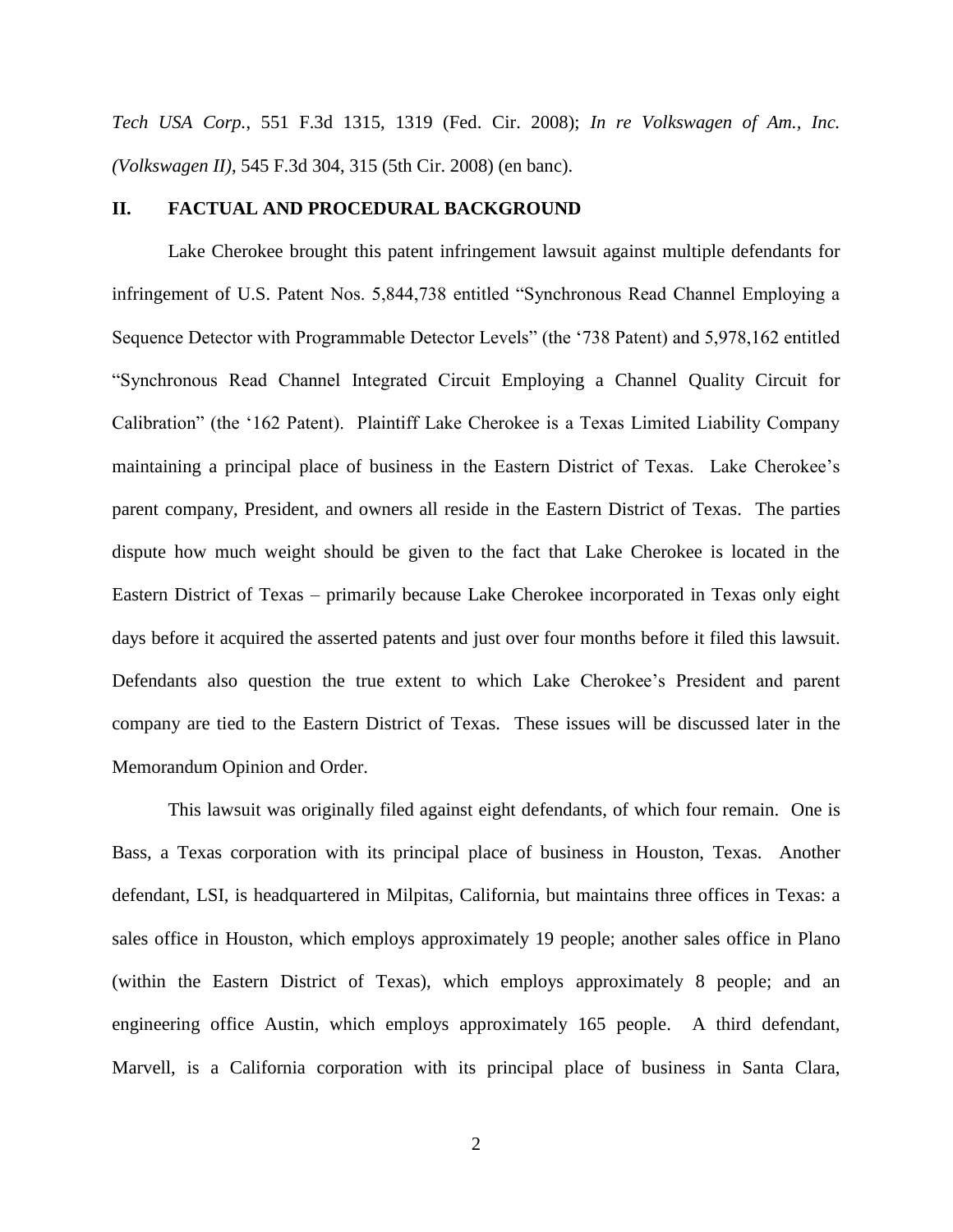*Tech USA Corp.*, 551 F.3d 1315, 1319 (Fed. Cir. 2008); *In re Volkswagen of Am., Inc. (Volkswagen II)*, 545 F.3d 304, 315 (5th Cir. 2008) (en banc).

## II. FACTUAL AND PROCEDURAL BACKGROUND

Lake Cherokee brought this patent infringement lawsuit against multiple defendants for infringement of U.S. Patent Nos. 5,844,738 entitled "Synchronous Read Channel Employing a Sequence Detector with Programmable Detector Levels" (the '738 Patent) and 5,978,162 entitled "Synchronous Read Channel Integrated Circuit Employing a Channel Quality Circuit for Calibration" (the '162 Patent). Plaintiff Lake Cherokee is a Texas Limited Liability Company maintaining a principal place of business in the Eastern District of Texas. Lake Cherokee's parent company, President, and owners all reside in the Eastern District of Texas. The parties dispute how much weight should be given to the fact that Lake Cherokee is located in the Eastern District of Texas – primarily because Lake Cherokee incorporated in Texas only eight days before it acquired the asserted patents and just over four months before it filed this lawsuit. Defendants also question the true extent to which Lake Cherokee's President and parent company are tied to the Eastern District of Texas. These issues will be discussed later in the Memorandum Opinion and Order.

This lawsuit was originally filed against eight defendants, of which four remain. One is Bass, a Texas corporation with its principal place of business in Houston, Texas. Another defendant, LSI, is headquartered in Milpitas, California, but maintains three offices in Texas: a sales office in Houston, which employs approximately 19 people; another sales office in Plano (within the Eastern District of Texas), which employs approximately 8 people; and an engineering office Austin, which employs approximately 165 people. A third defendant, Marvell, is a California corporation with its principal place of business in Santa Clara,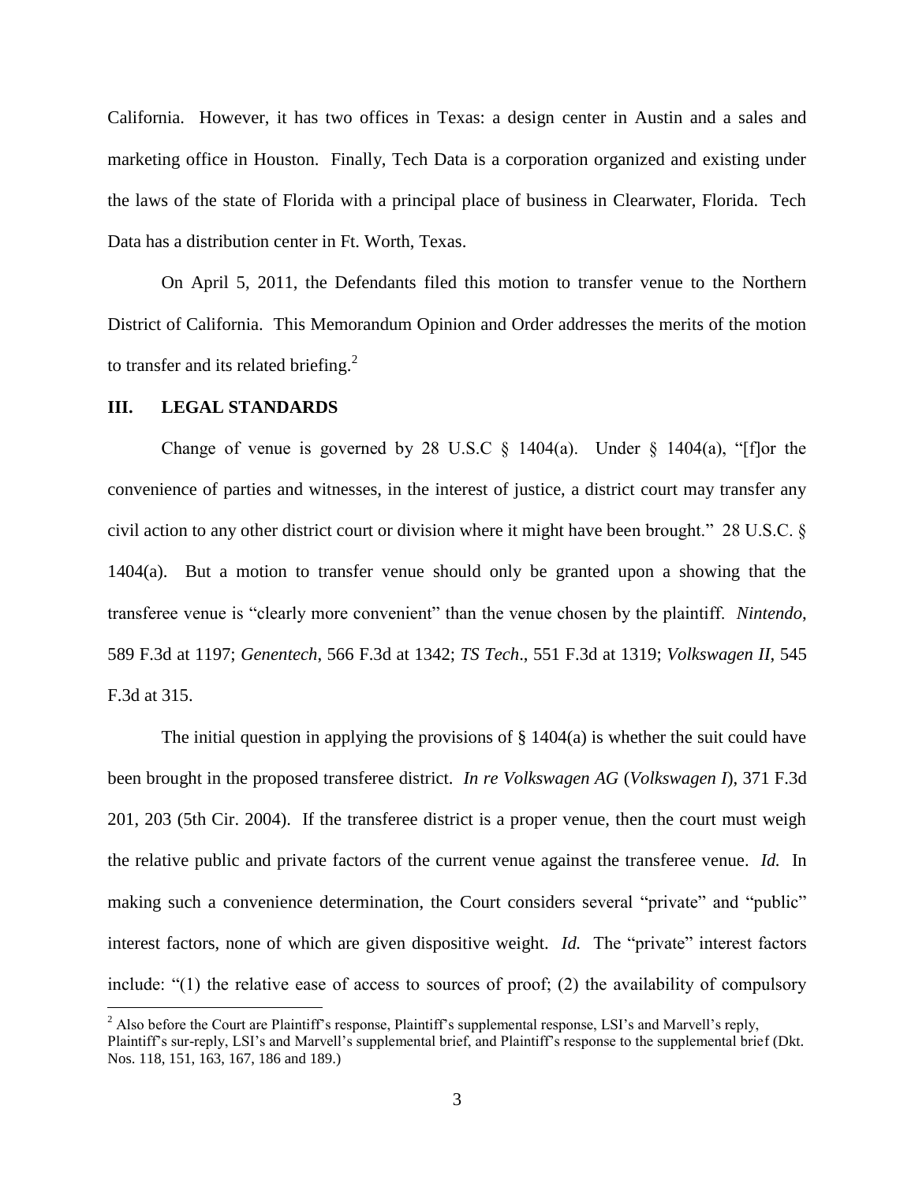California. However, it has two offices in Texas: a design center in Austin and a sales and marketing office in Houston. Finally, Tech Data is a corporation organized and existing under the laws of the state of Florida with a principal place of business in Clearwater, Florida. Tech Data has a distribution center in Ft. Worth, Texas.

On April 5, 2011, the Defendants filed this motion to transfer venue to the Northern District of California. This Memorandum Opinion and Order addresses the merits of the motion to transfer and its related briefing.[2]

## III. LEGAL STANDARDS

Change of venue is governed by 28 U.S.C § 1404(a). Under § 1404(a), "[f]or the convenience of parties and witnesses, in the interest of justice, a district court may transfer any civil action to any other district court or division where it might have been brought." 28 U.S.C. § 1404(a). But a motion to transfer venue should only be granted upon a showing that the transferee venue is "clearly more convenient" than the venue chosen by the plaintiff. *Nintendo*, 589 F.3d at 1197; *Genentech*, 566 F.3d at 1342; *TS Tech*., 551 F.3d at 1319; *Volkswagen II*, 545 F.3d at 315.

The initial question in applying the provisions of § 1404(a) is whether the suit could have been brought in the proposed transferee district. *In re Volkswagen AG* (*Volkswagen I*), 371 F.3d 201, 203 (5th Cir. 2004). If the transferee district is a proper venue, then the court must weigh the relative public and private factors of the current venue against the transferee venue. *Id.* In making such a convenience determination, the Court considers several "private" and "public" interest factors, none of which are given dispositive weight. *Id.* The "private" interest factors include: "(1) the relative ease of access to sources of proof; (2) the availability of compulsory

[2] Also before the Court are Plaintiff's response, Plaintiff's supplemental response, LSI's and Marvell's reply, Plaintiff's sur-reply, LSI's and Marvell's supplemental brief, and Plaintiff's response to the supplemental brief (Dkt. Nos. 118, 151, 163, 167, 186 and 189.)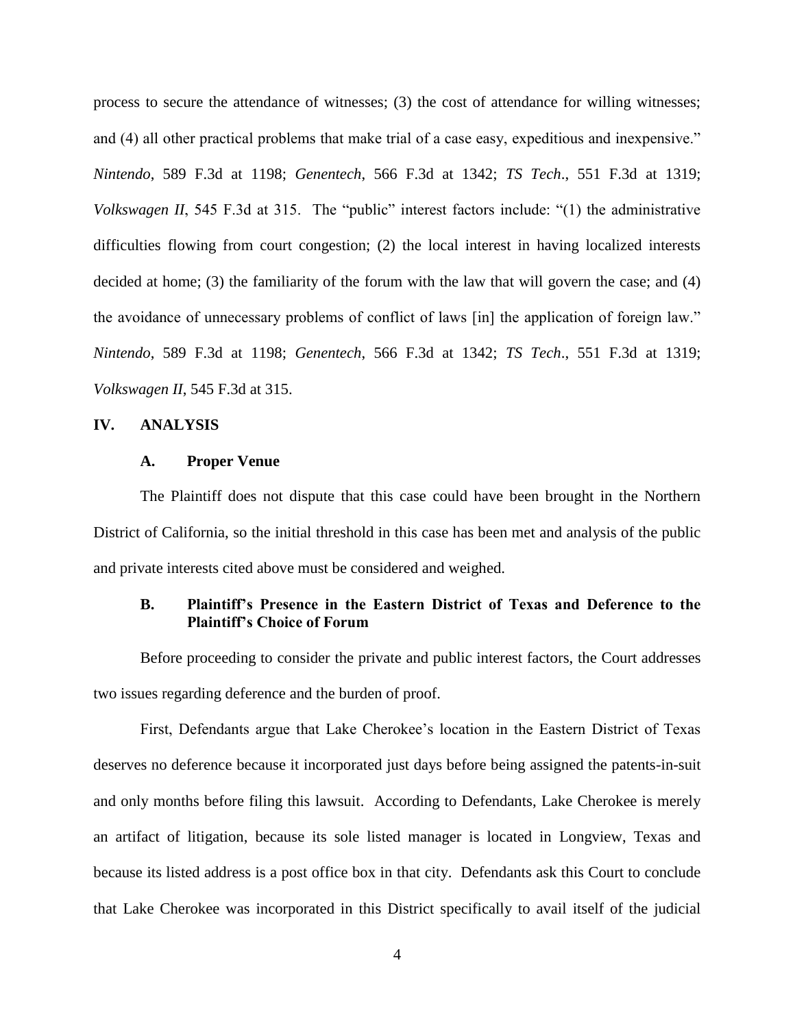process to secure the attendance of witnesses; (3) the cost of attendance for willing witnesses; and (4) all other practical problems that make trial of a case easy, expeditious and inexpensive." *Nintendo*, 589 F.3d at 1198; *Genentech*, 566 F.3d at 1342; *TS Tech*., 551 F.3d at 1319; *Volkswagen II*, 545 F.3d at 315. The "public" interest factors include: "(1) the administrative difficulties flowing from court congestion; (2) the local interest in having localized interests decided at home; (3) the familiarity of the forum with the law that will govern the case; and (4) the avoidance of unnecessary problems of conflict of laws [in] the application of foreign law." *Nintendo*, 589 F.3d at 1198; *Genentech*, 566 F.3d at 1342; *TS Tech*., 551 F.3d at 1319; *Volkswagen II*, 545 F.3d at 315.

## IV. ANALYSIS

### A. Proper Venue

The Plaintiff does not dispute that this case could have been brought in the Northern District of California, so the initial threshold in this case has been met and analysis of the public and private interests cited above must be considered and weighed.

### B. Plaintiff's Presence in the Eastern District of Texas and Deference to the Plaintiff's Choice of Forum

Before proceeding to consider the private and public interest factors, the Court addresses two issues regarding deference and the burden of proof.

First, Defendants argue that Lake Cherokee's location in the Eastern District of Texas deserves no deference because it incorporated just days before being assigned the patents-in-suit and only months before filing this lawsuit. According to Defendants, Lake Cherokee is merely an artifact of litigation, because its sole listed manager is located in Longview, Texas and because its listed address is a post office box in that city. Defendants ask this Court to conclude that Lake Cherokee was incorporated in this District specifically to avail itself of the judicial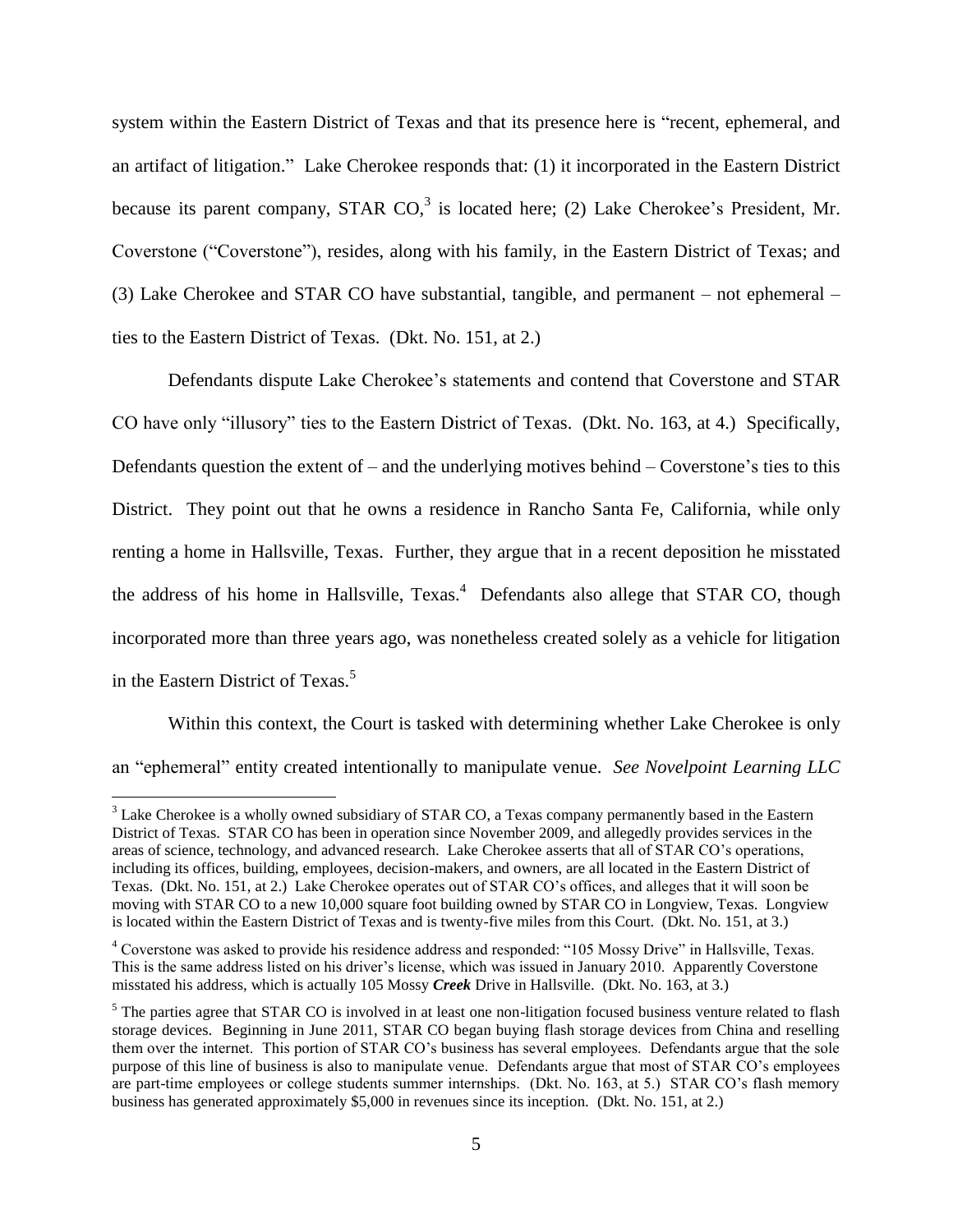system within the Eastern District of Texas and that its presence here is "recent, ephemeral, and an artifact of litigation." Lake Cherokee responds that: (1) it incorporated in the Eastern District because its parent company, STAR CO,[3] is located here; (2) Lake Cherokee's President, Mr. Coverstone ("Coverstone"), resides, along with his family, in the Eastern District of Texas; and (3) Lake Cherokee and STAR CO have substantial, tangible, and permanent – not ephemeral – ties to the Eastern District of Texas. (Dkt. No. 151, at 2.)

Defendants dispute Lake Cherokee's statements and contend that Coverstone and STAR CO have only "illusory" ties to the Eastern District of Texas. (Dkt. No. 163, at 4.) Specifically, Defendants question the extent of – and the underlying motives behind – Coverstone's ties to this District. They point out that he owns a residence in Rancho Santa Fe, California, while only renting a home in Hallsville, Texas. Further, they argue that in a recent deposition he misstated the address of his home in Hallsville, Texas.[4] Defendants also allege that STAR CO, though incorporated more than three years ago, was nonetheless created solely as a vehicle for litigation in the Eastern District of Texas.[5]

Within this context, the Court is tasked with determining whether Lake Cherokee is only an "ephemeral" entity created intentionally to manipulate venue. *See Novelpoint Learning LLC*

---

[3] Lake Cherokee is a wholly owned subsidiary of STAR CO, a Texas company permanently based in the Eastern District of Texas. STAR CO has been in operation since November 2009, and allegedly provides services in the areas of science, technology, and advanced research. Lake Cherokee asserts that all of STAR CO's operations, including its offices, building, employees, decision-makers, and owners, are all located in the Eastern District of Texas. (Dkt. No. 151, at 2.) Lake Cherokee operates out of STAR CO's offices, and alleges that it will soon be moving with STAR CO to a new 10,000 square foot building owned by STAR CO in Longview, Texas. Longview is located within the Eastern District of Texas and is twenty-five miles from this Court. (Dkt. No. 151, at 3.)

[4] Coverstone was asked to provide his residence address and responded: "105 Mossy Drive" in Hallsville, Texas. This is the same address listed on his driver's license, which was issued in January 2010. Apparently Coverstone misstated his address, which is actually 105 Mossy ***Creek*** Drive in Hallsville. (Dkt. No. 163, at 3.)

[5] The parties agree that STAR CO is involved in at least one non-litigation focused business venture related to flash storage devices. Beginning in June 2011, STAR CO began buying flash storage devices from China and reselling them over the internet. This portion of STAR CO's business has several employees. Defendants argue that the sole purpose of this line of business is also to manipulate venue. Defendants argue that most of STAR CO's employees are part-time employees or college students summer internships. (Dkt. No. 163, at 5.) STAR CO's flash memory business has generated approximately $5,000 in revenues since its inception. (Dkt. No. 151, at 2.)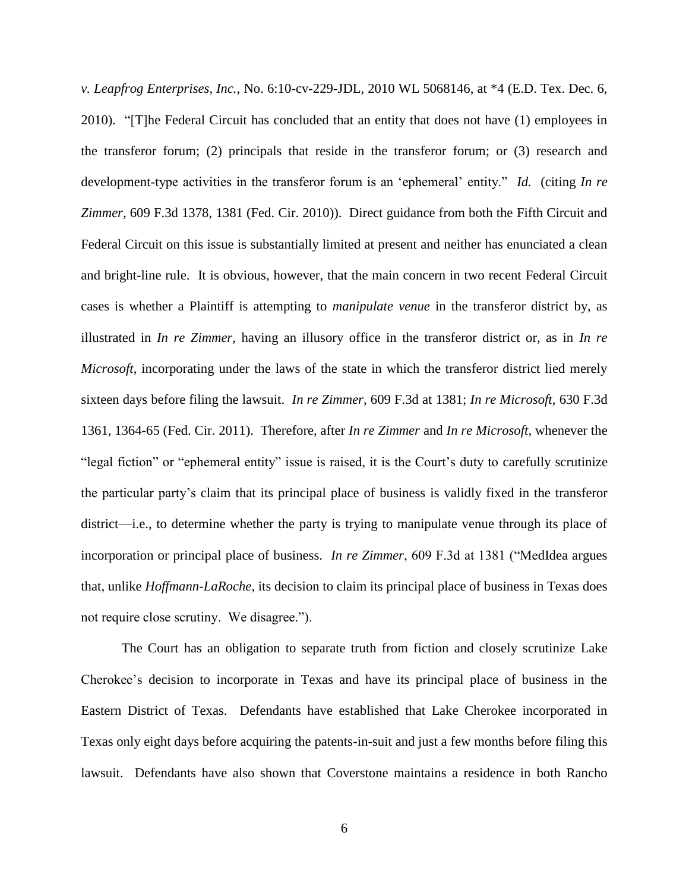*v. Leapfrog Enterprises, Inc.*, No. 6:10-cv-229-JDL, 2010 WL 5068146, at *4 (E.D. Tex. Dec. 6, 2010). "[T]he Federal Circuit has concluded that an entity that does not have (1) employees in the transferor forum; (2) principals that reside in the transferor forum; or (3) research and development-type activities in the transferor forum is an 'ephemeral' entity." *Id.* (citing *In re Zimmer*, 609 F.3d 1378, 1381 (Fed. Cir. 2010)). Direct guidance from both the Fifth Circuit and Federal Circuit on this issue is substantially limited at present and neither has enunciated a clean and bright-line rule. It is obvious, however, that the main concern in two recent Federal Circuit cases is whether a Plaintiff is attempting to *manipulate venue* in the transferor district by, as illustrated in *In re Zimmer*, having an illusory office in the transferor district or, as in *In re Microsoft*, incorporating under the laws of the state in which the transferor district lied merely sixteen days before filing the lawsuit. *In re Zimmer*, 609 F.3d at 1381; *In re Microsoft*, 630 F.3d 1361, 1364-65 (Fed. Cir. 2011). Therefore, after *In re Zimmer* and *In re Microsoft*, whenever the "legal fiction" or "ephemeral entity" issue is raised, it is the Court's duty to carefully scrutinize the particular party's claim that its principal place of business is validly fixed in the transferor district—i.e., to determine whether the party is trying to manipulate venue through its place of incorporation or principal place of business. *In re Zimmer*, 609 F.3d at 1381 ("MedIdea argues that, unlike *Hoffmann-LaRoche*, its decision to claim its principal place of business in Texas does not require close scrutiny. We disagree.").

The Court has an obligation to separate truth from fiction and closely scrutinize Lake Cherokee's decision to incorporate in Texas and have its principal place of business in the Eastern District of Texas. Defendants have established that Lake Cherokee incorporated in Texas only eight days before acquiring the patents-in-suit and just a few months before filing this lawsuit. Defendants have also shown that Coverstone maintains a residence in both Rancho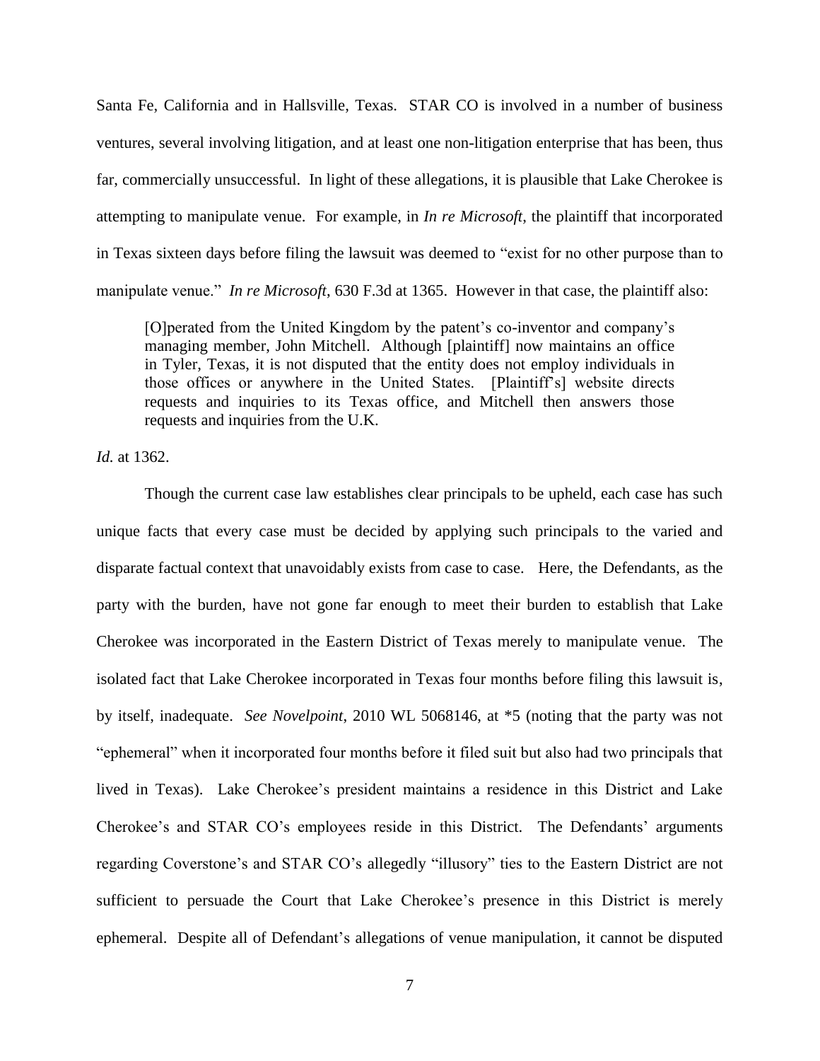Santa Fe, California and in Hallsville, Texas. STAR CO is involved in a number of business ventures, several involving litigation, and at least one non-litigation enterprise that has been, thus far, commercially unsuccessful. In light of these allegations, it is plausible that Lake Cherokee is attempting to manipulate venue. For example, in *In re Microsoft*, the plaintiff that incorporated in Texas sixteen days before filing the lawsuit was deemed to "exist for no other purpose than to manipulate venue." *In re Microsoft*, 630 F.3d at 1365. However in that case, the plaintiff also:

> [O]perated from the United Kingdom by the patent's co-inventor and company's managing member, John Mitchell. Although [plaintiff] now maintains an office in Tyler, Texas, it is not disputed that the entity does not employ individuals in those offices or anywhere in the United States. [Plaintiff's] website directs requests and inquiries to its Texas office, and Mitchell then answers those requests and inquiries from the U.K.

*Id.* at 1362.

Though the current case law establishes clear principals to be upheld, each case has such unique facts that every case must be decided by applying such principals to the varied and disparate factual context that unavoidably exists from case to case. Here, the Defendants, as the party with the burden, have not gone far enough to meet their burden to establish that Lake Cherokee was incorporated in the Eastern District of Texas merely to manipulate venue. The isolated fact that Lake Cherokee incorporated in Texas four months before filing this lawsuit is, by itself, inadequate. *See Novelpoint*, 2010 WL 5068146, at *5 (noting that the party was not "ephemeral" when it incorporated four months before it filed suit but also had two principals that lived in Texas). Lake Cherokee's president maintains a residence in this District and Lake Cherokee's and STAR CO's employees reside in this District. The Defendants' arguments regarding Coverstone's and STAR CO's allegedly "illusory" ties to the Eastern District are not sufficient to persuade the Court that Lake Cherokee's presence in this District is merely ephemeral. Despite all of Defendant's allegations of venue manipulation, it cannot be disputed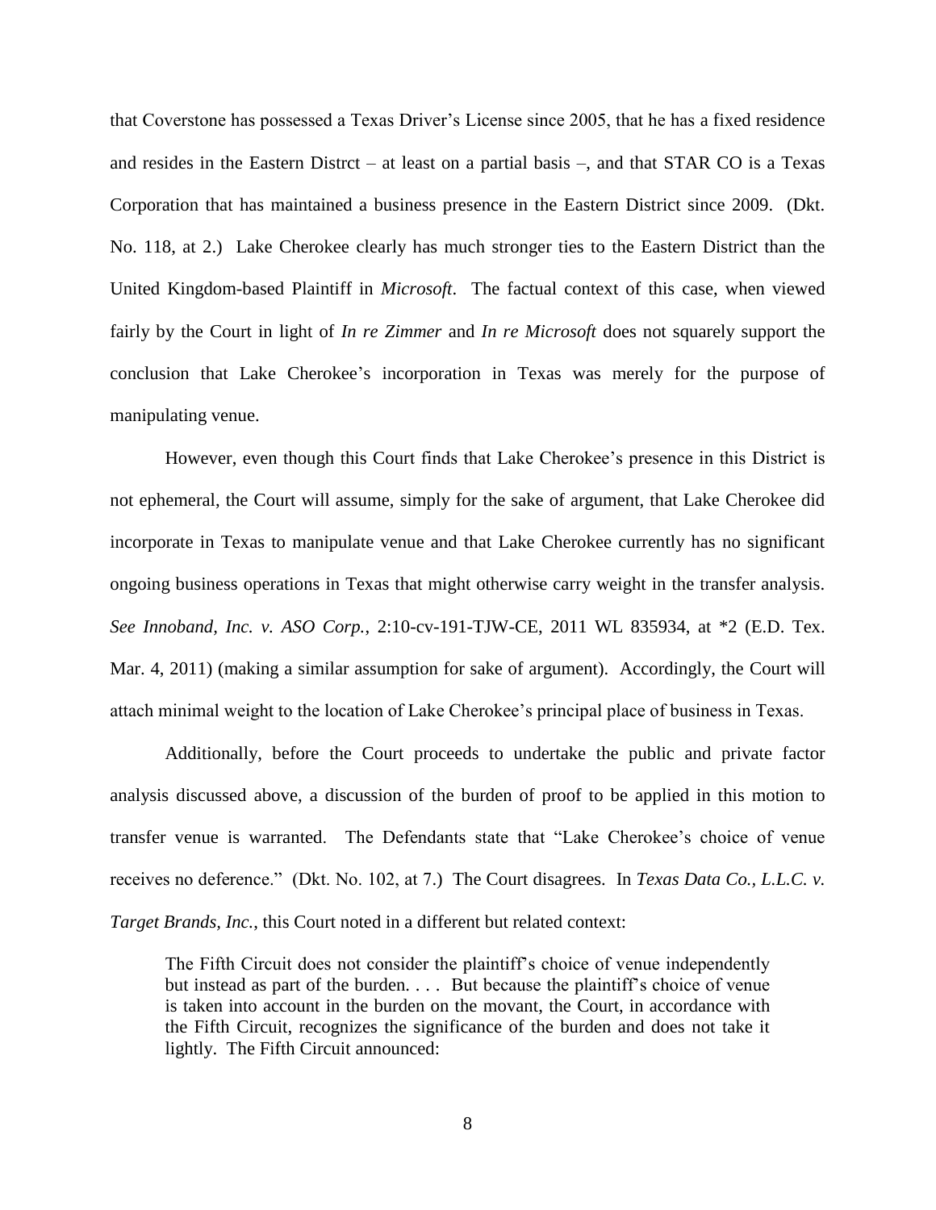that Coverstone has possessed a Texas Driver's License since 2005, that he has a fixed residence and resides in the Eastern Distrct – at least on a partial basis –, and that STAR CO is a Texas Corporation that has maintained a business presence in the Eastern District since 2009. (Dkt. No. 118, at 2.) Lake Cherokee clearly has much stronger ties to the Eastern District than the United Kingdom-based Plaintiff in *Microsoft*. The factual context of this case, when viewed fairly by the Court in light of *In re Zimmer* and *In re Microsoft* does not squarely support the conclusion that Lake Cherokee's incorporation in Texas was merely for the purpose of manipulating venue.

However, even though this Court finds that Lake Cherokee's presence in this District is not ephemeral, the Court will assume, simply for the sake of argument, that Lake Cherokee did incorporate in Texas to manipulate venue and that Lake Cherokee currently has no significant ongoing business operations in Texas that might otherwise carry weight in the transfer analysis. *See Innoband, Inc. v. ASO Corp.*, 2:10-cv-191-TJW-CE, 2011 WL 835934, at *2 (E.D. Tex. Mar. 4, 2011) (making a similar assumption for sake of argument). Accordingly, the Court will attach minimal weight to the location of Lake Cherokee's principal place of business in Texas.

Additionally, before the Court proceeds to undertake the public and private factor analysis discussed above, a discussion of the burden of proof to be applied in this motion to transfer venue is warranted. The Defendants state that "Lake Cherokee's choice of venue receives no deference." (Dkt. No. 102, at 7.) The Court disagrees. In *Texas Data Co., L.L.C. v. Target Brands, Inc.*, this Court noted in a different but related context:

> The Fifth Circuit does not consider the plaintiff's choice of venue independently but instead as part of the burden. . . . But because the plaintiff's choice of venue is taken into account in the burden on the movant, the Court, in accordance with the Fifth Circuit, recognizes the significance of the burden and does not take it lightly. The Fifth Circuit announced: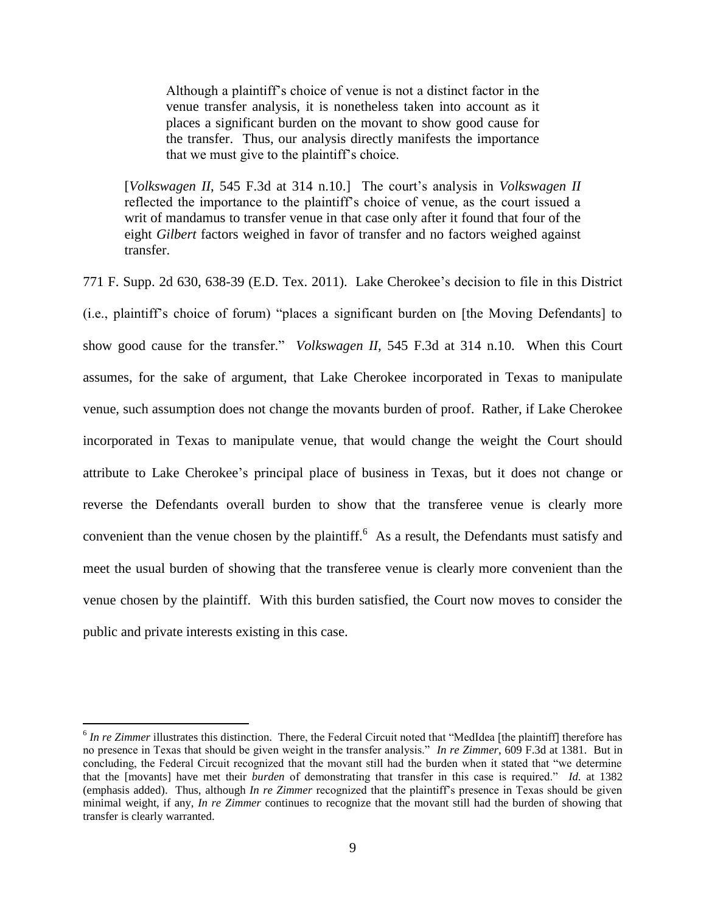> Although a plaintiff's choice of venue is not a distinct factor in the venue transfer analysis, it is nonetheless taken into account as it places a significant burden on the movant to show good cause for the transfer. Thus, our analysis directly manifests the importance that we must give to the plaintiff's choice.

> [*Volkswagen II*, 545 F.3d at 314 n.10.] The court's analysis in *Volkswagen II* reflected the importance to the plaintiff's choice of venue, as the court issued a writ of mandamus to transfer venue in that case only after it found that four of the eight *Gilbert* factors weighed in favor of transfer and no factors weighed against transfer.

771 F. Supp. 2d 630, 638-39 (E.D. Tex. 2011). Lake Cherokee's decision to file in this District (i.e., plaintiff's choice of forum) "places a significant burden on [the Moving Defendants] to show good cause for the transfer." *Volkswagen II*, 545 F.3d at 314 n.10. When this Court assumes, for the sake of argument, that Lake Cherokee incorporated in Texas to manipulate venue, such assumption does not change the movants burden of proof. Rather, if Lake Cherokee incorporated in Texas to manipulate venue, that would change the weight the Court should attribute to Lake Cherokee's principal place of business in Texas, but it does not change or reverse the Defendants overall burden to show that the transferee venue is clearly more convenient than the venue chosen by the plaintiff.[6] As a result, the Defendants must satisfy and meet the usual burden of showing that the transferee venue is clearly more convenient than the venue chosen by the plaintiff. With this burden satisfied, the Court now moves to consider the public and private interests existing in this case.

---

[6] *In re Zimmer* illustrates this distinction. There, the Federal Circuit noted that "MedIdea [the plaintiff] therefore has no presence in Texas that should be given weight in the transfer analysis." *In re Zimmer*, 609 F.3d at 1381. But in concluding, the Federal Circuit recognized that the movant still had the burden when it stated that "we determine that the [movants] have met their *burden* of demonstrating that transfer in this case is required." *Id.* at 1382 (emphasis added). Thus, although *In re Zimmer* recognized that the plaintiff's presence in Texas should be given minimal weight, if any, *In re Zimmer* continues to recognize that the movant still had the burden of showing that transfer is clearly warranted.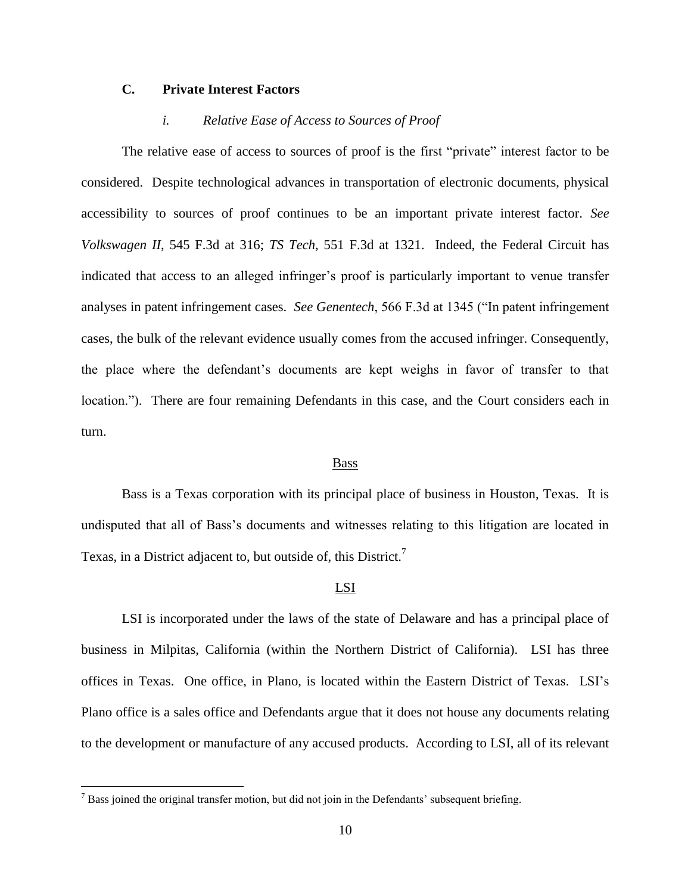### C. Private Interest Factors

#### *i. Relative Ease of Access to Sources of Proof*

The relative ease of access to sources of proof is the first "private" interest factor to be considered. Despite technological advances in transportation of electronic documents, physical accessibility to sources of proof continues to be an important private interest factor. *See Volkswagen II*, 545 F.3d at 316; *TS Tech*, 551 F.3d at 1321. Indeed, the Federal Circuit has indicated that access to an alleged infringer's proof is particularly important to venue transfer analyses in patent infringement cases. *See Genentech*, 566 F.3d at 1345 ("In patent infringement cases, the bulk of the relevant evidence usually comes from the accused infringer. Consequently, the place where the defendant's documents are kept weighs in favor of transfer to that location."). There are four remaining Defendants in this case, and the Court considers each in turn.

<u>Bass</u>

Bass is a Texas corporation with its principal place of business in Houston, Texas. It is undisputed that all of Bass's documents and witnesses relating to this litigation are located in Texas, in a District adjacent to, but outside of, this District.[7]

<u>LSI</u>

LSI is incorporated under the laws of the state of Delaware and has a principal place of business in Milpitas, California (within the Northern District of California). LSI has three offices in Texas. One office, in Plano, is located within the Eastern District of Texas. LSI's Plano office is a sales office and Defendants argue that it does not house any documents relating to the development or manufacture of any accused products. According to LSI, all of its relevant

[7] Bass joined the original transfer motion, but did not join in the Defendants' subsequent briefing.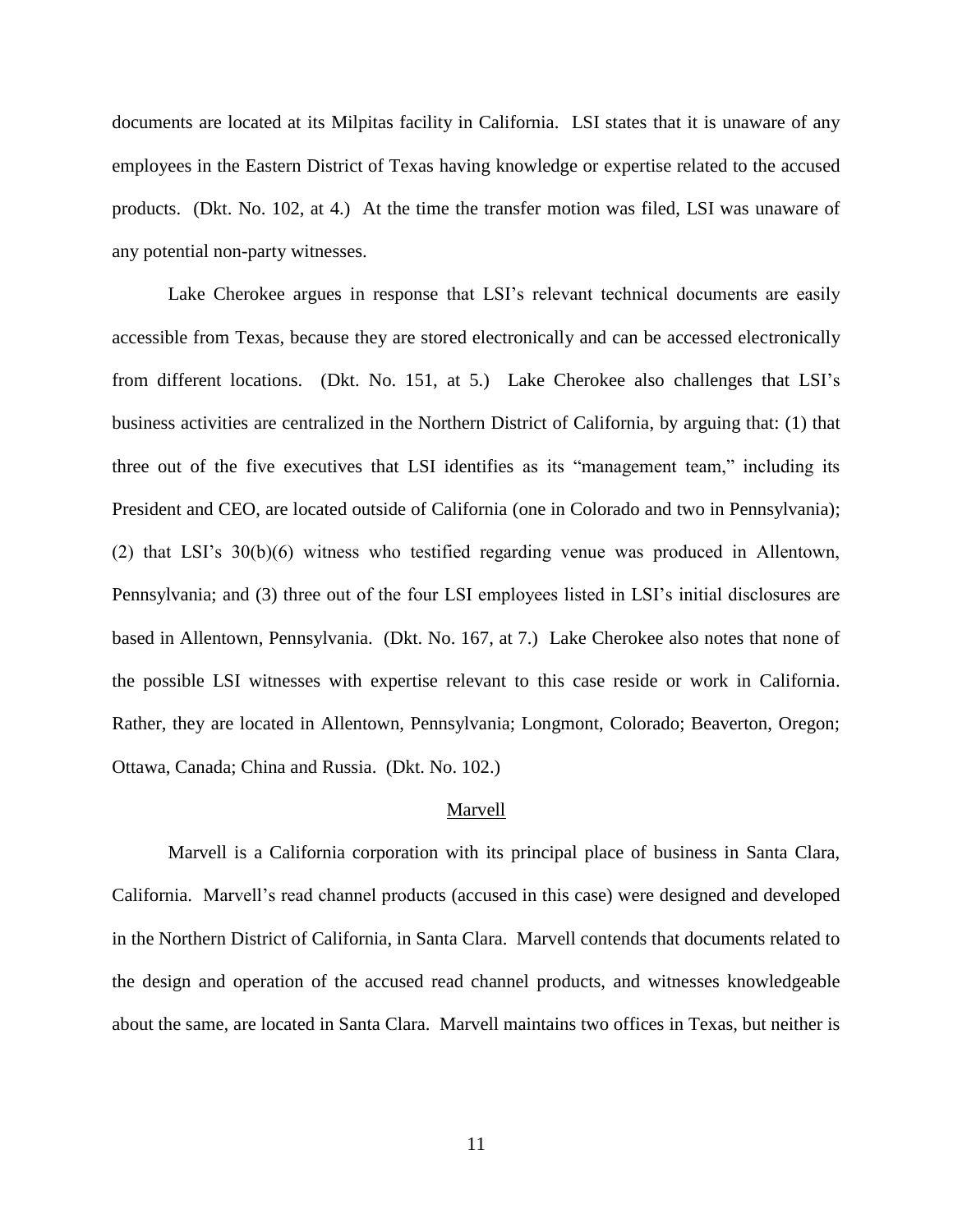documents are located at its Milpitas facility in California. LSI states that it is unaware of any employees in the Eastern District of Texas having knowledge or expertise related to the accused products. (Dkt. No. 102, at 4.) At the time the transfer motion was filed, LSI was unaware of any potential non-party witnesses.

Lake Cherokee argues in response that LSI's relevant technical documents are easily accessible from Texas, because they are stored electronically and can be accessed electronically from different locations. (Dkt. No. 151, at 5.) Lake Cherokee also challenges that LSI's business activities are centralized in the Northern District of California, by arguing that: (1) that three out of the five executives that LSI identifies as its "management team," including its President and CEO, are located outside of California (one in Colorado and two in Pennsylvania); (2) that LSI's 30(b)(6) witness who testified regarding venue was produced in Allentown, Pennsylvania; and (3) three out of the four LSI employees listed in LSI's initial disclosures are based in Allentown, Pennsylvania. (Dkt. No. 167, at 7.) Lake Cherokee also notes that none of the possible LSI witnesses with expertise relevant to this case reside or work in California. Rather, they are located in Allentown, Pennsylvania; Longmont, Colorado; Beaverton, Oregon; Ottawa, Canada; China and Russia. (Dkt. No. 102.)

<u>Marvell</u>

Marvell is a California corporation with its principal place of business in Santa Clara, California. Marvell's read channel products (accused in this case) were designed and developed in the Northern District of California, in Santa Clara. Marvell contends that documents related to the design and operation of the accused read channel products, and witnesses knowledgeable about the same, are located in Santa Clara. Marvell maintains two offices in Texas, but neither is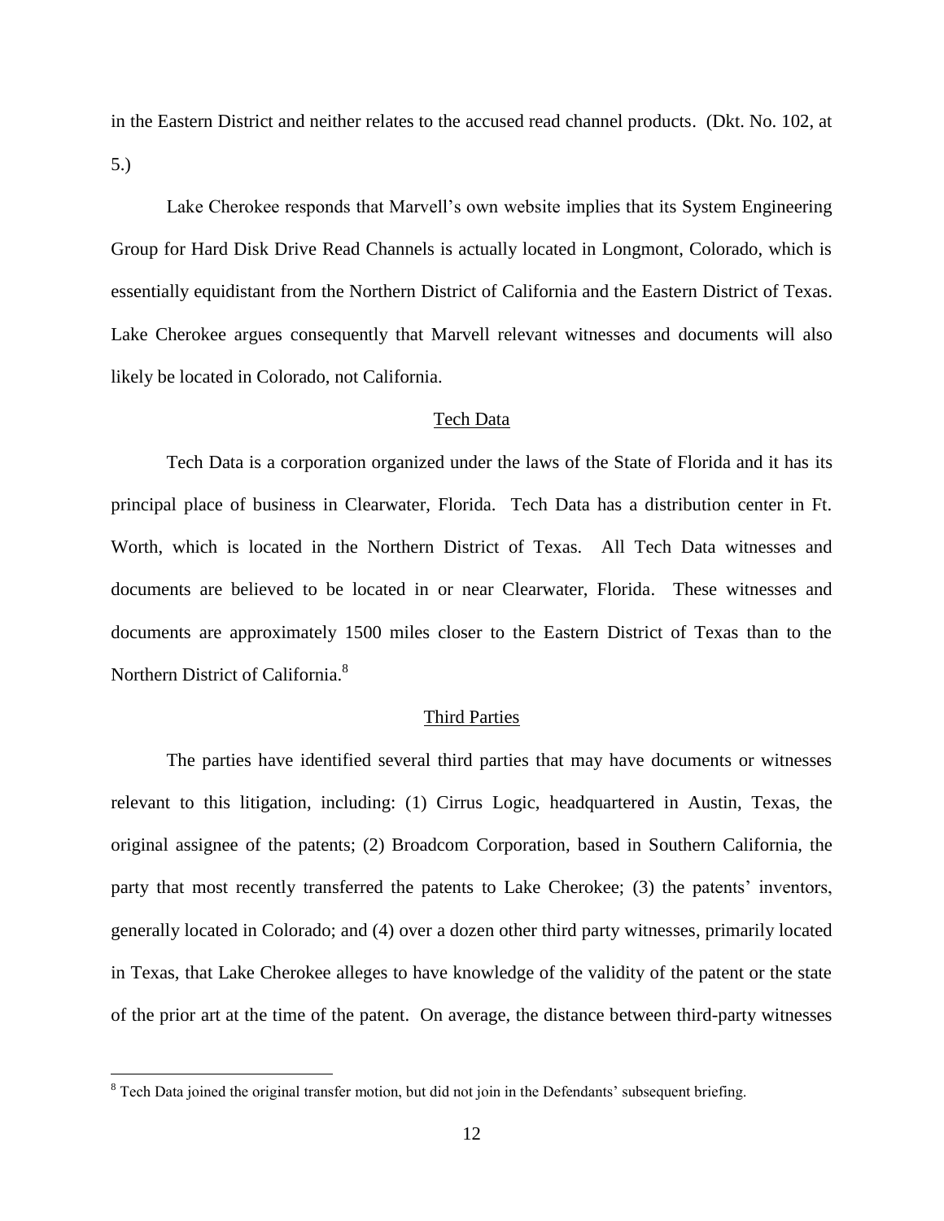in the Eastern District and neither relates to the accused read channel products. (Dkt. No. 102, at 5.)

Lake Cherokee responds that Marvell's own website implies that its System Engineering Group for Hard Disk Drive Read Channels is actually located in Longmont, Colorado, which is essentially equidistant from the Northern District of California and the Eastern District of Texas. Lake Cherokee argues consequently that Marvell relevant witnesses and documents will also likely be located in Colorado, not California.

Tech Data

Tech Data is a corporation organized under the laws of the State of Florida and it has its principal place of business in Clearwater, Florida. Tech Data has a distribution center in Ft. Worth, which is located in the Northern District of Texas. All Tech Data witnesses and documents are believed to be located in or near Clearwater, Florida. These witnesses and documents are approximately 1500 miles closer to the Eastern District of Texas than to the Northern District of California.[8]

Third Parties

The parties have identified several third parties that may have documents or witnesses relevant to this litigation, including: (1) Cirrus Logic, headquartered in Austin, Texas, the original assignee of the patents; (2) Broadcom Corporation, based in Southern California, the party that most recently transferred the patents to Lake Cherokee; (3) the patents' inventors, generally located in Colorado; and (4) over a dozen other third party witnesses, primarily located in Texas, that Lake Cherokee alleges to have knowledge of the validity of the patent or the state of the prior art at the time of the patent. On average, the distance between third-party witnesses

[8] Tech Data joined the original transfer motion, but did not join in the Defendants' subsequent briefing.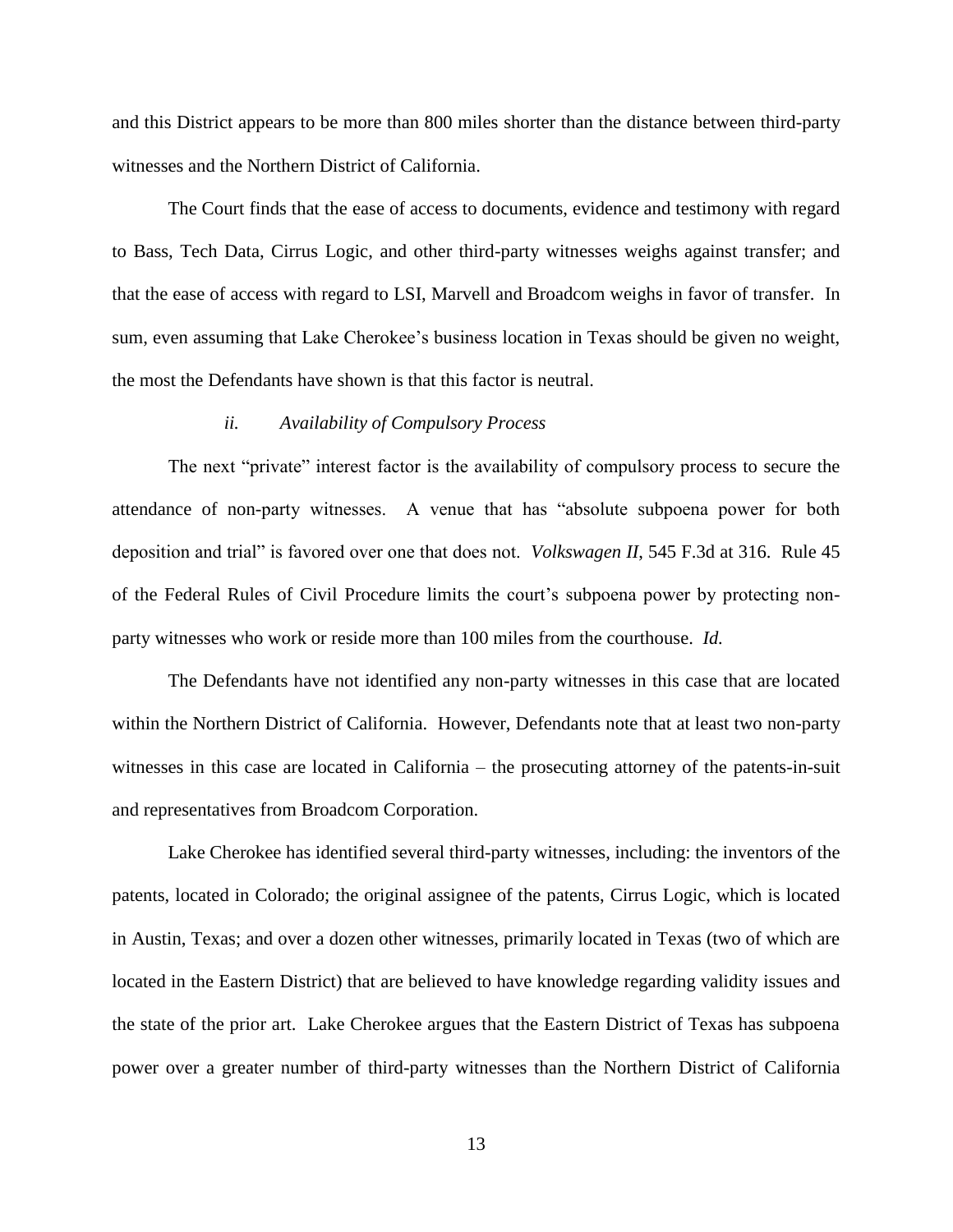and this District appears to be more than 800 miles shorter than the distance between third-party witnesses and the Northern District of California.

The Court finds that the ease of access to documents, evidence and testimony with regard to Bass, Tech Data, Cirrus Logic, and other third-party witnesses weighs against transfer; and that the ease of access with regard to LSI, Marvell and Broadcom weighs in favor of transfer. In sum, even assuming that Lake Cherokee's business location in Texas should be given no weight, the most the Defendants have shown is that this factor is neutral.

*ii. Availability of Compulsory Process*

The next "private" interest factor is the availability of compulsory process to secure the attendance of non-party witnesses. A venue that has "absolute subpoena power for both deposition and trial" is favored over one that does not. *Volkswagen II*, 545 F.3d at 316. Rule 45 of the Federal Rules of Civil Procedure limits the court's subpoena power by protecting non-party witnesses who work or reside more than 100 miles from the courthouse. *Id.*

The Defendants have not identified any non-party witnesses in this case that are located within the Northern District of California. However, Defendants note that at least two non-party witnesses in this case are located in California – the prosecuting attorney of the patents-in-suit and representatives from Broadcom Corporation.

Lake Cherokee has identified several third-party witnesses, including: the inventors of the patents, located in Colorado; the original assignee of the patents, Cirrus Logic, which is located in Austin, Texas; and over a dozen other witnesses, primarily located in Texas (two of which are located in the Eastern District) that are believed to have knowledge regarding validity issues and the state of the prior art. Lake Cherokee argues that the Eastern District of Texas has subpoena power over a greater number of third-party witnesses than the Northern District of California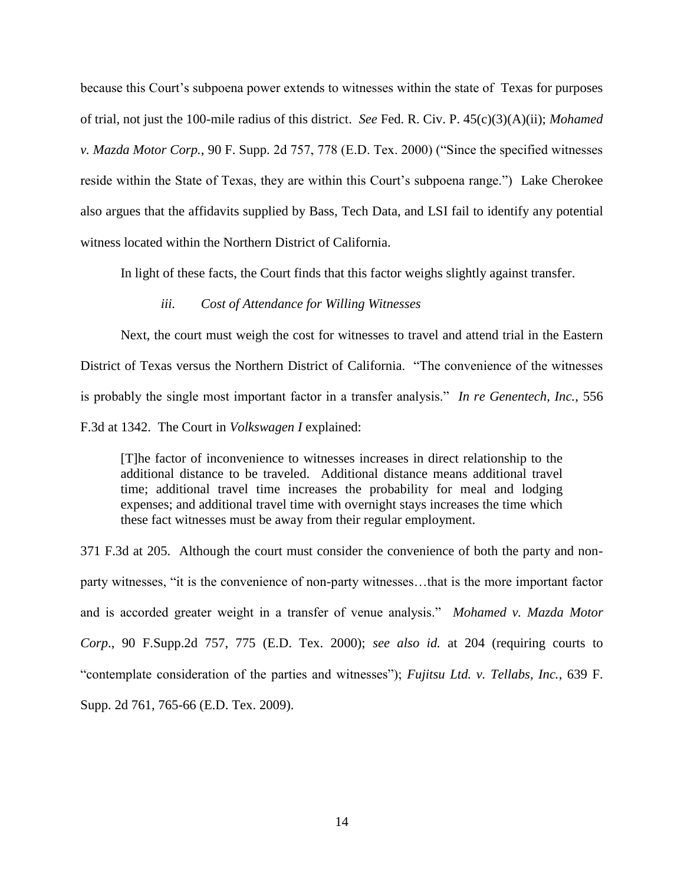because this Court's subpoena power extends to witnesses within the state of Texas for purposes of trial, not just the 100-mile radius of this district. *See* Fed. R. Civ. P. 45(c)(3)(A)(ii); *Mohamed v. Mazda Motor Corp.*, 90 F. Supp. 2d 757, 778 (E.D. Tex. 2000) ("Since the specified witnesses reside within the State of Texas, they are within this Court's subpoena range.") Lake Cherokee also argues that the affidavits supplied by Bass, Tech Data, and LSI fail to identify any potential witness located within the Northern District of California.

In light of these facts, the Court finds that this factor weighs slightly against transfer.

*iii. Cost of Attendance for Willing Witnesses*

Next, the court must weigh the cost for witnesses to travel and attend trial in the Eastern District of Texas versus the Northern District of California. "The convenience of the witnesses is probably the single most important factor in a transfer analysis." *In re Genentech, Inc.*, 556 F.3d at 1342. The Court in *Volkswagen I* explained:

> [T]he factor of inconvenience to witnesses increases in direct relationship to the additional distance to be traveled. Additional distance means additional travel time; additional travel time increases the probability for meal and lodging expenses; and additional travel time with overnight stays increases the time which these fact witnesses must be away from their regular employment.

371 F.3d at 205. Although the court must consider the convenience of both the party and non-party witnesses, "it is the convenience of non-party witnesses…that is the more important factor and is accorded greater weight in a transfer of venue analysis." *Mohamed v. Mazda Motor Corp.*, 90 F.Supp.2d 757, 775 (E.D. Tex. 2000); *see also id.* at 204 (requiring courts to "contemplate consideration of the parties and witnesses"); *Fujitsu Ltd. v. Tellabs, Inc.*, 639 F. Supp. 2d 761, 765-66 (E.D. Tex. 2009).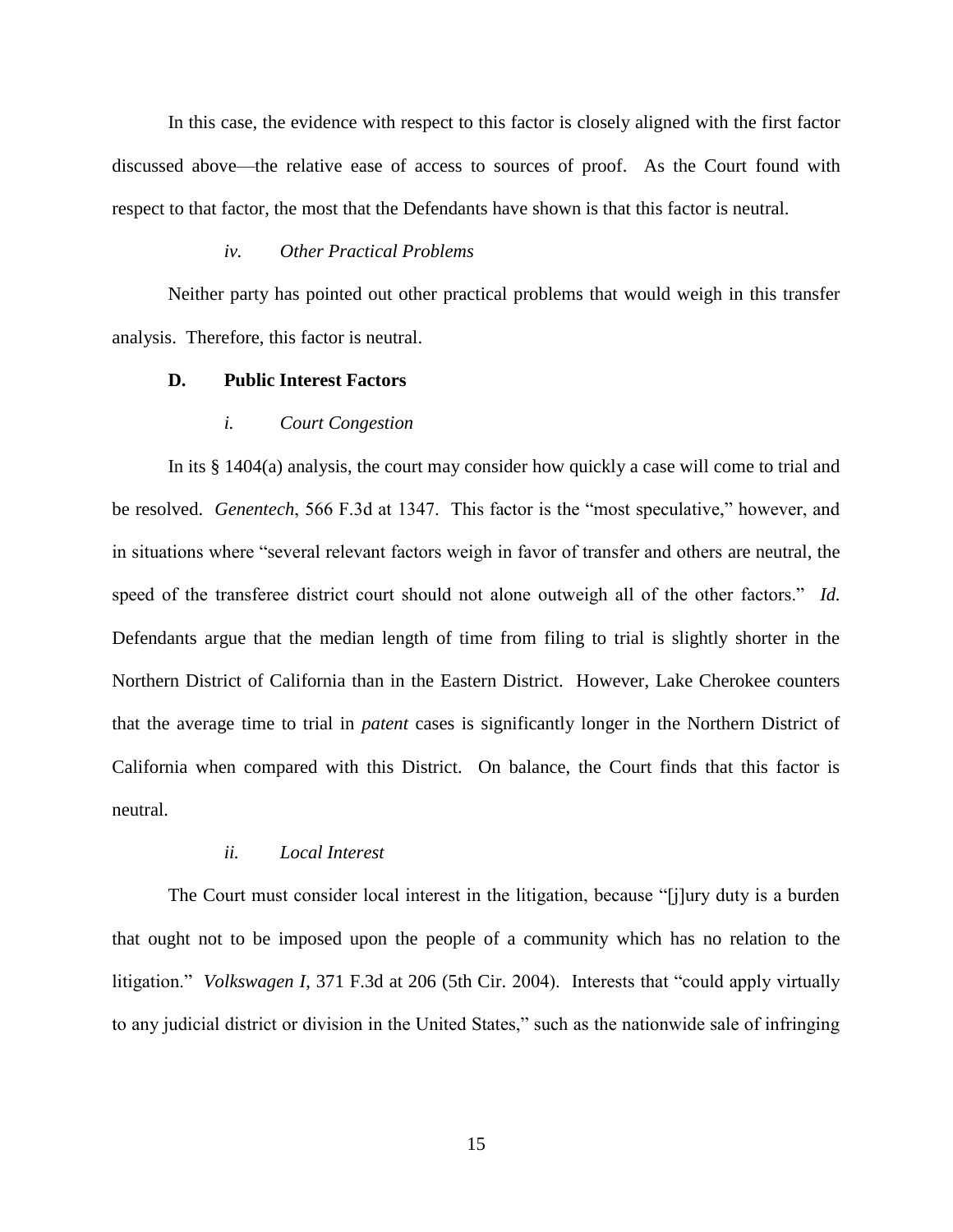In this case, the evidence with respect to this factor is closely aligned with the first factor discussed above—the relative ease of access to sources of proof. As the Court found with respect to that factor, the most that the Defendants have shown is that this factor is neutral.

#### *iv. Other Practical Problems*

Neither party has pointed out other practical problems that would weigh in this transfer analysis. Therefore, this factor is neutral.

### **D. Public Interest Factors**

#### *i. Court Congestion*

In its § 1404(a) analysis, the court may consider how quickly a case will come to trial and be resolved. *Genentech*, 566 F.3d at 1347. This factor is the "most speculative," however, and in situations where "several relevant factors weigh in favor of transfer and others are neutral, the speed of the transferee district court should not alone outweigh all of the other factors." *Id.* Defendants argue that the median length of time from filing to trial is slightly shorter in the Northern District of California than in the Eastern District. However, Lake Cherokee counters that the average time to trial in *patent* cases is significantly longer in the Northern District of California when compared with this District. On balance, the Court finds that this factor is neutral.

#### *ii. Local Interest*

The Court must consider local interest in the litigation, because "[j]ury duty is a burden that ought not to be imposed upon the people of a community which has no relation to the litigation." *Volkswagen I*, 371 F.3d at 206 (5th Cir. 2004). Interests that "could apply virtually to any judicial district or division in the United States," such as the nationwide sale of infringing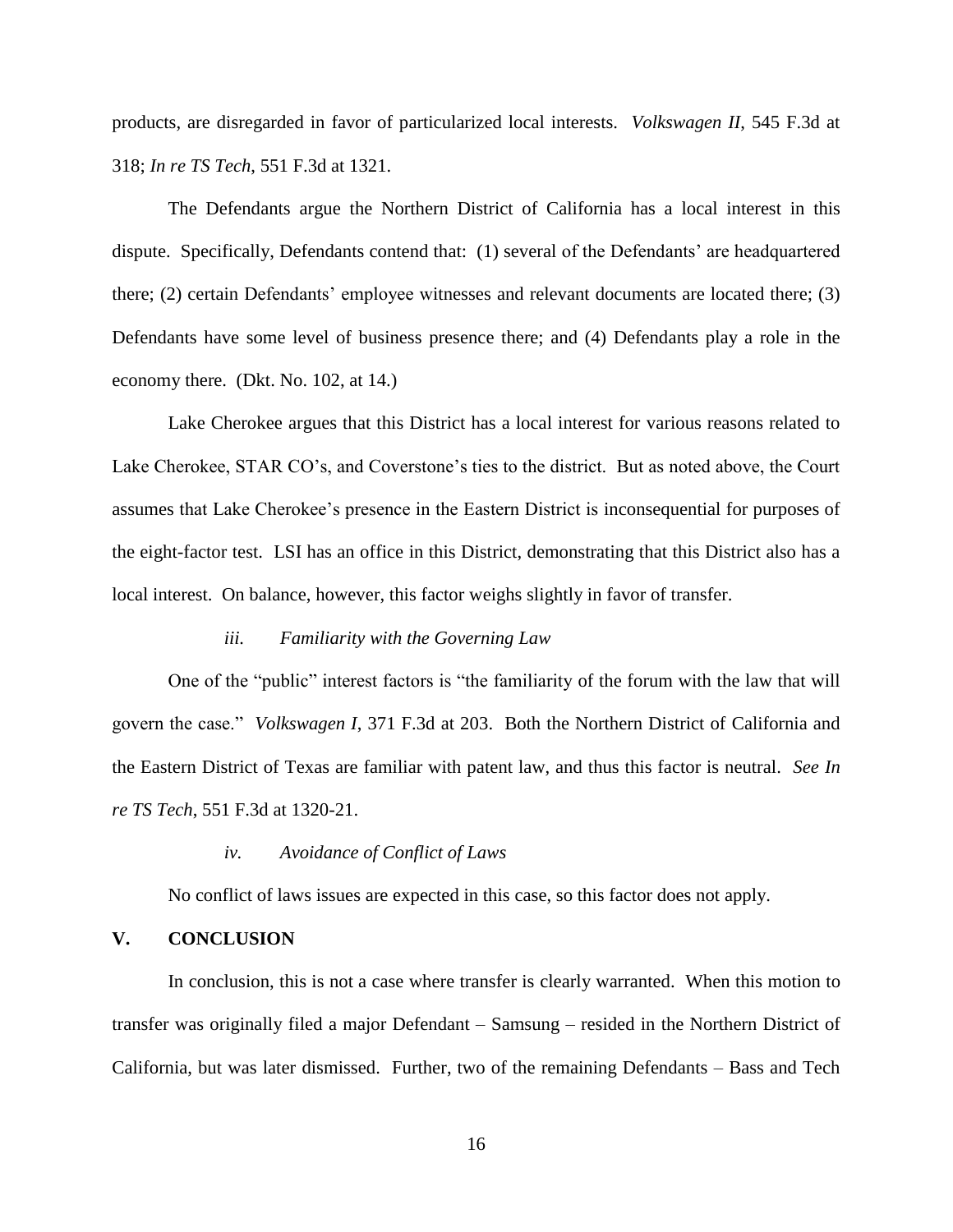products, are disregarded in favor of particularized local interests. *Volkswagen II*, 545 F.3d at 318; *In re TS Tech*, 551 F.3d at 1321.

The Defendants argue the Northern District of California has a local interest in this dispute. Specifically, Defendants contend that: (1) several of the Defendants' are headquartered there; (2) certain Defendants' employee witnesses and relevant documents are located there; (3) Defendants have some level of business presence there; and (4) Defendants play a role in the economy there. (Dkt. No. 102, at 14.)

Lake Cherokee argues that this District has a local interest for various reasons related to Lake Cherokee, STAR CO's, and Coverstone's ties to the district. But as noted above, the Court assumes that Lake Cherokee's presence in the Eastern District is inconsequential for purposes of the eight-factor test. LSI has an office in this District, demonstrating that this District also has a local interest. On balance, however, this factor weighs slightly in favor of transfer.

#### *iii. Familiarity with the Governing Law*

One of the "public" interest factors is "the familiarity of the forum with the law that will govern the case." *Volkswagen I*, 371 F.3d at 203. Both the Northern District of California and the Eastern District of Texas are familiar with patent law, and thus this factor is neutral. *See In re TS Tech*, 551 F.3d at 1320-21.

#### *iv. Avoidance of Conflict of Laws*

No conflict of laws issues are expected in this case, so this factor does not apply.

## V. CONCLUSION

In conclusion, this is not a case where transfer is clearly warranted. When this motion to transfer was originally filed a major Defendant – Samsung – resided in the Northern District of California, but was later dismissed. Further, two of the remaining Defendants – Bass and Tech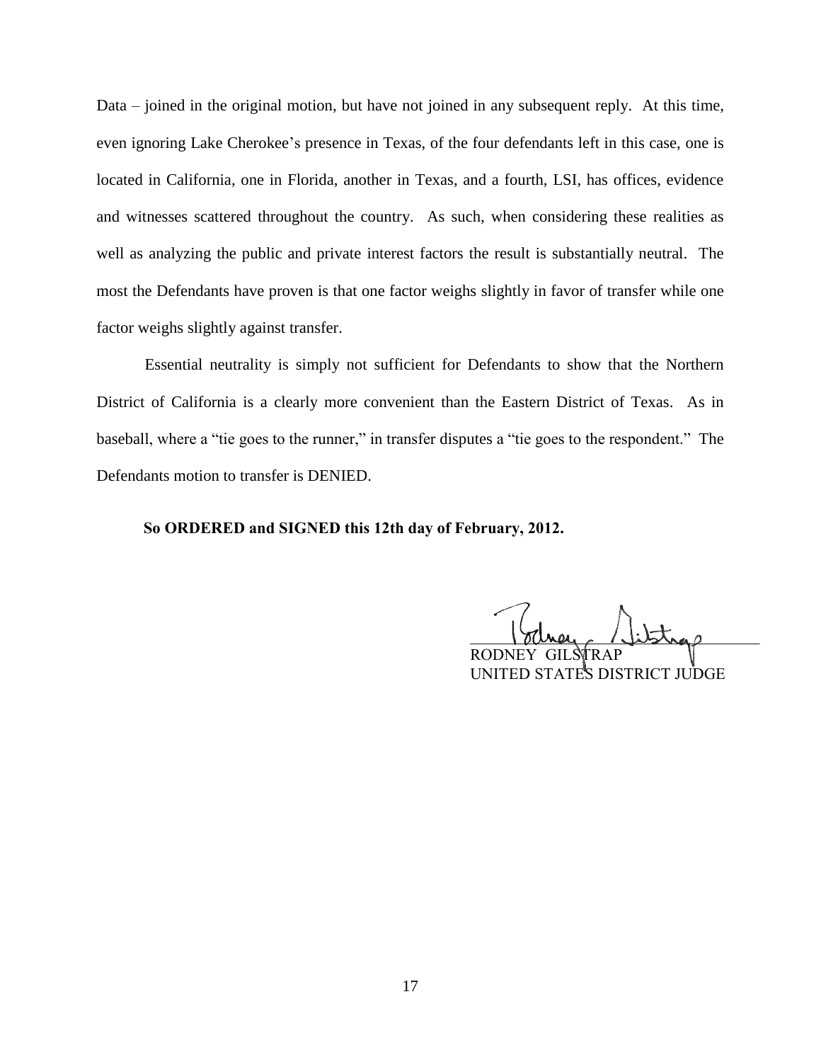Data – joined in the original motion, but have not joined in any subsequent reply. At this time, even ignoring Lake Cherokee's presence in Texas, of the four defendants left in this case, one is located in California, one in Florida, another in Texas, and a fourth, LSI, has offices, evidence and witnesses scattered throughout the country. As such, when considering these realities as well as analyzing the public and private interest factors the result is substantially neutral. The most the Defendants have proven is that one factor weighs slightly in favor of transfer while one factor weighs slightly against transfer.

Essential neutrality is simply not sufficient for Defendants to show that the Northern District of California is a clearly more convenient than the Eastern District of Texas. As in baseball, where a "tie goes to the runner," in transfer disputes a "tie goes to the respondent." The Defendants motion to transfer is DENIED.

**So ORDERED and SIGNED this 12th day of February, 2012.**

RODNEY GILSTRAP
UNITED STATES DISTRICT JUDGE